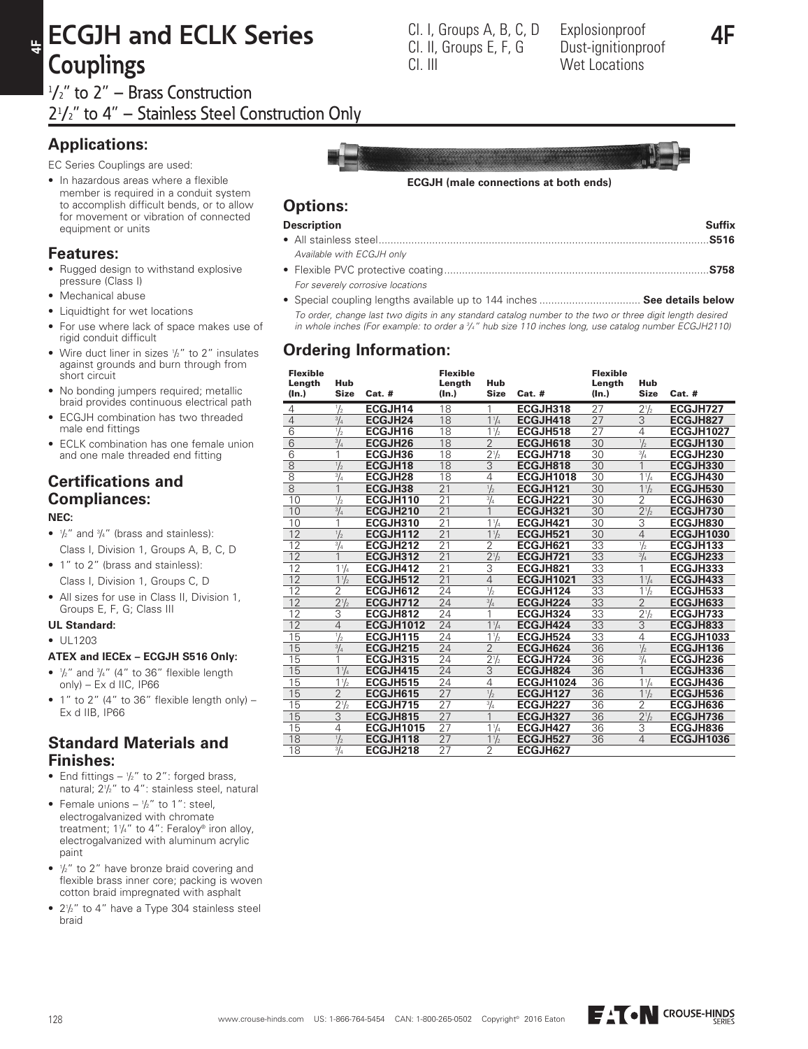# ECGJH and ECLK Series Couplings

Cl. I, Groups A, B, C, D
Cl. II, Groups E, F, G
Cl. III

Explosionproof
Dust-ignitionproof
Wet Locations

## 1/2" to 2" – Brass Construction
## 2½" to 4" – Stainless Steel Construction Only

### Applications:

EC Series Couplings are used:

- In hazardous areas where a flexible member is required in a conduit system to accomplish difficult bends, or to allow for movement or vibration of connected equipment or units

### Features:

- Rugged design to withstand explosive pressure (Class I)
- Mechanical abuse
- Liquidtight for wet locations
- For use where lack of space makes use of rigid conduit difficult
- Wire duct liner in sizes ½" to 2" insulates against grounds and burn through from short circuit
- No bonding jumpers required; metallic braid provides continuous electrical path
- ECGJH combination has two threaded male end fittings
- ECLK combination has one female union and one male threaded end fitting

### Certifications and Compliances:

**NEC:**

- ½" and ¾" (brass and stainless):
  Class I, Division 1, Groups A, B, C, D
- 1" to 2" (brass and stainless):
  Class I, Division 1, Groups C, D
- All sizes for use in Class II, Division 1, Groups E, F, G; Class III

**UL Standard:**

- UL1203

**ATEX and IECEx – ECGJH S516 Only:**

- ½" and ¾" (4" to 36" flexible length only) – Ex d IIC, IP66
- 1" to 2" (4" to 36" flexible length only) – Ex d IIB, IP66

### Standard Materials and Finishes:

- End fittings – ½" to 2": forged brass, natural; 2½" to 4": stainless steel, natural
- Female unions – ½" to 1": steel, electrogalvanized with chromate treatment; 1¼" to 4": Feraloy® iron alloy, electrogalvanized with aluminum acrylic paint
- ½" to 2" have bronze braid covering and flexible brass inner core; packing is woven cotton braid impregnated with asphalt
- 2½" to 4" have a Type 304 stainless steel braid

**ECGJH (male connections at both ends)**

### Options:

| Description | Suffix |
|---|---|
| • All stainless steel<br>*Available with ECGJH only* | **S516** |
| • Flexible PVC protective coating<br>*For severely corrosive locations* | **S758** |
| • Special coupling lengths available up to 144 inches | **See details below** |

*To order, change last two digits in any standard catalog number to the two or three digit length desired in whole inches (For example: to order a ¾" hub size 110 inches long, use catalog number ECGJH2110)*

### Ordering Information:

| Flexible Length (In.) | Hub Size | Cat. # | Flexible Length (In.) | Hub Size | Cat. # | Flexible Length (In.) | Hub Size | Cat. # |
|---|---|---|---|---|---|---|---|---|
| 4 | ½ | **ECGJH14** | 18 | 1 | **ECGJH318** | 27 | 2½ | **ECGJH727** |
| 4 | ¾ | **ECGJH24** | 18 | 1¼ | **ECGJH418** | 27 | 3 | **ECGJH827** |
| 6 | ½ | **ECGJH16** | 18 | 1½ | **ECGJH518** | 27 | 4 | **ECGJH1027** |
| 6 | ¾ | **ECGJH26** | 18 | 2 | **ECGJH618** | 30 | ½ | **ECGJH130** |
| 6 | 1 | **ECGJH36** | 18 | 2½ | **ECGJH718** | 30 | ¾ | **ECGJH230** |
| 8 | ½ | **ECGJH18** | 18 | 3 | **ECGJH818** | 30 | 1 | **ECGJH330** |
| 8 | ¾ | **ECGJH28** | 18 | 4 | **ECGJH1018** | 30 | 1¼ | **ECGJH430** |
| 8 | 1 | **ECGJH38** | 21 | ½ | **ECGJH121** | 30 | 1½ | **ECGJH530** |
| 10 | ½ | **ECGJH110** | 21 | ¾ | **ECGJH221** | 30 | 2 | **ECGJH630** |
| 10 | ¾ | **ECGJH210** | 21 | 1 | **ECGJH321** | 30 | 2½ | **ECGJH730** |
| 10 | 1 | **ECGJH310** | 21 | 1¼ | **ECGJH421** | 30 | 3 | **ECGJH830** |
| 12 | ½ | **ECGJH112** | 21 | 1½ | **ECGJH521** | 30 | 4 | **ECGJH1030** |
| 12 | ¾ | **ECGJH212** | 21 | 2 | **ECGJH621** | 33 | ½ | **ECGJH133** |
| 12 | 1 | **ECGJH312** | 21 | 2½ | **ECGJH721** | 33 | ¾ | **ECGJH233** |
| 12 | 1¼ | **ECGJH412** | 21 | 3 | **ECGJH821** | 33 | 1 | **ECGJH333** |
| 12 | 1½ | **ECGJH512** | 21 | 4 | **ECGJH1021** | 33 | 1¼ | **ECGJH433** |
| 12 | 2 | **ECGJH612** | 24 | ½ | **ECGJH124** | 33 | 1½ | **ECGJH533** |
| 12 | 2½ | **ECGJH712** | 24 | ¾ | **ECGJH224** | 33 | 2 | **ECGJH633** |
| 12 | 3 | **ECGJH812** | 24 | 1 | **ECGJH324** | 33 | 2½ | **ECGJH733** |
| 12 | 4 | **ECGJH1012** | 24 | 1¼ | **ECGJH424** | 33 | 3 | **ECGJH833** |
| 15 | ½ | **ECGJH115** | 24 | 1½ | **ECGJH524** | 33 | 4 | **ECGJH1033** |
| 15 | ¾ | **ECGJH215** | 24 | 2 | **ECGJH624** | 36 | ½ | **ECGJH136** |
| 15 | 1 | **ECGJH315** | 24 | 2½ | **ECGJH724** | 36 | ¾ | **ECGJH236** |
| 15 | 1¼ | **ECGJH415** | 24 | 3 | **ECGJH824** | 36 | 1 | **ECGJH336** |
| 15 | 1½ | **ECGJH515** | 24 | 4 | **ECGJH1024** | 36 | 1¼ | **ECGJH436** |
| 15 | 2 | **ECGJH615** | 27 | ½ | **ECGJH127** | 36 | 1½ | **ECGJH536** |
| 15 | 2½ | **ECGJH715** | 27 | ¾ | **ECGJH227** | 36 | 2 | **ECGJH636** |
| 15 | 3 | **ECGJH815** | 27 | 1 | **ECGJH327** | 36 | 2½ | **ECGJH736** |
| 15 | 4 | **ECGJH1015** | 27 | 1¼ | **ECGJH427** | 36 | 3 | **ECGJH836** |
| 18 | ½ | **ECGJH118** | 27 | 1½ | **ECGJH527** | 36 | 4 | **ECGJH1036** |
| 18 | ¾ | **ECGJH218** | 27 | 2 | **ECGJH627** | | | |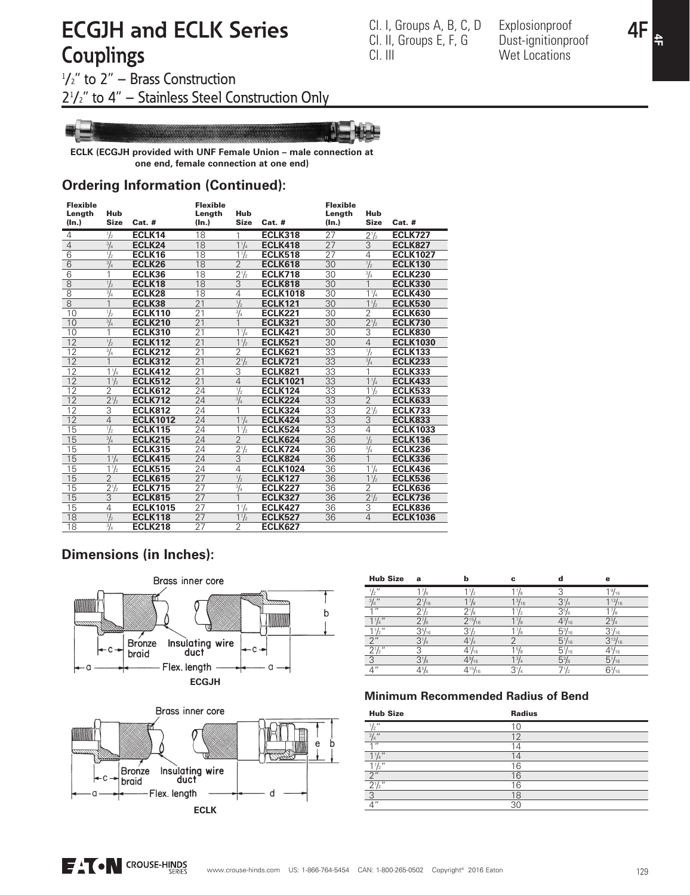# ECGJH and ECLK Series Couplings

Cl. I, Groups A, B, C, D
Cl. II, Groups E, F, G
Cl. III

Explosionproof
Dust-ignitionproof
Wet Locations

1/2" to 2" – Brass Construction
2-1/2" to 4" – Stainless Steel Construction Only

ECLK (ECGJH provided with UNF Female Union – male connection at one end, female connection at one end)

## Ordering Information (Continued):

| Flexible Length (In.) | Hub Size | Cat. # | Flexible Length (In.) | Hub Size | Cat. # | Flexible Length (In.) | Hub Size | Cat. # |
|---|---|---|---|---|---|---|---|---|
| 4 | 1/2 | **ECLK14** | 18 | 1 | **ECLK318** | 27 | 2-1/2 | **ECLK727** |
| 4 | 3/4 | **ECLK24** | 18 | 1-1/4 | **ECLK418** | 27 | 3 | **ECLK827** |
| 6 | 1/2 | **ECLK16** | 18 | 1-1/2 | **ECLK518** | 27 | 4 | **ECLK1027** |
| 6 | 3/4 | **ECLK26** | 18 | 2 | **ECLK618** | 30 | 1/2 | **ECLK130** |
| 6 | 1 | **ECLK36** | 18 | 2-1/2 | **ECLK718** | 30 | 3/4 | **ECLK230** |
| 8 | 1/2 | **ECLK18** | 18 | 3 | **ECLK818** | 30 | 1 | **ECLK330** |
| 8 | 3/4 | **ECLK28** | 18 | 4 | **ECLK1018** | 30 | 1-1/4 | **ECLK430** |
| 8 | 1 | **ECLK38** | 21 | 1/2 | **ECLK121** | 30 | 1-1/2 | **ECLK530** |
| 10 | 1/2 | **ECLK110** | 21 | 3/4 | **ECLK221** | 30 | 2 | **ECLK630** |
| 10 | 3/4 | **ECLK210** | 21 | 1 | **ECLK321** | 30 | 2-1/2 | **ECLK730** |
| 10 | 1 | **ECLK310** | 21 | 1-1/4 | **ECLK421** | 30 | 3 | **ECLK830** |
| 12 | 1/2 | **ECLK112** | 21 | 1-1/2 | **ECLK521** | 30 | 4 | **ECLK1030** |
| 12 | 3/4 | **ECLK212** | 21 | 2 | **ECLK621** | 33 | 1/2 | **ECLK133** |
| 12 | 1 | **ECLK312** | 21 | 2-1/2 | **ECLK721** | 33 | 3/4 | **ECLK233** |
| 12 | 1-1/4 | **ECLK412** | 21 | 3 | **ECLK821** | 33 | 1 | **ECLK333** |
| 12 | 1-1/2 | **ECLK512** | 21 | 4 | **ECLK1021** | 33 | 1-1/4 | **ECLK433** |
| 12 | 2 | **ECLK612** | 24 | 1/2 | **ECLK124** | 33 | 1-1/2 | **ECLK533** |
| 12 | 2-1/2 | **ECLK712** | 24 | 3/4 | **ECLK224** | 33 | 2 | **ECLK633** |
| 12 | 3 | **ECLK812** | 24 | 1 | **ECLK324** | 33 | 2-1/2 | **ECLK733** |
| 12 | 4 | **ECLK1012** | 24 | 1-1/4 | **ECLK424** | 33 | 3 | **ECLK833** |
| 15 | 1/2 | **ECLK115** | 24 | 1-1/2 | **ECLK524** | 33 | 4 | **ECLK1033** |
| 15 | 3/4 | **ECLK215** | 24 | 2 | **ECLK624** | 36 | 1/2 | **ECLK136** |
| 15 | 1 | **ECLK315** | 24 | 2-1/2 | **ECLK724** | 36 | 3/4 | **ECLK236** |
| 15 | 1-1/4 | **ECLK415** | 24 | 3 | **ECLK824** | 36 | 1 | **ECLK336** |
| 15 | 1-1/2 | **ECLK515** | 24 | 4 | **ECLK1024** | 36 | 1-1/4 | **ECLK436** |
| 15 | 2 | **ECLK615** | 27 | 1/2 | **ECLK127** | 36 | 1-1/2 | **ECLK536** |
| 15 | 2-1/2 | **ECLK715** | 27 | 3/4 | **ECLK227** | 36 | 2 | **ECLK636** |
| 15 | 3 | **ECLK815** | 27 | 1 | **ECLK327** | 36 | 2-1/2 | **ECLK736** |
| 15 | 4 | **ECLK1015** | 27 | 1-1/4 | **ECLK427** | 36 | 3 | **ECLK836** |
| 18 | 1/2 | **ECLK118** | 27 | 1-1/2 | **ECLK527** | 36 | 4 | **ECLK1036** |
| 18 | 3/4 | **ECLK218** | 27 | 2 | **ECLK627** | | | |

## Dimensions (in Inches):

Brass inner core
Bronze braid
Insulating wire duct
Flex. length
a
b
c

ECGJH

Brass inner core
Bronze braid
Insulating wire duct
Flex. length
a
c
d
e
b

ECLK

| Hub Size | a | b | c | d | e |
|---|---|---|---|---|---|
| 1/2" | 1-7/8 | 1-1/2 | 1-1/8 | 3 | 1-9/16 |
| 3/4" | 2-1/16 | 1-7/8 | 1-3/16 | 3-1/4 | 1-13/16 |
| 1" | 2-1/2 | 2-1/8 | 1-1/2 | 3-5/8 | 1-7/8 |
| 1-1/4" | 2-7/8 | 2-15/16 | 1-7/8 | 4-3/16 | 2-3/4 |
| 1-1/2" | 3-5/16 | 3-1/2 | 1-7/8 | 5-3/16 | 3-1/16 |
| 2" | 3-1/4 | 4-1/4 | 2 | 5-1/16 | 3-13/16 |
| 2-1/2" | 3 | 4-7/16 | 1-5/8 | 5-1/16 | 4-5/16 |
| 3 | 3-1/8 | 4-9/16 | 1-3/4 | 5-3/8 | 5-1/16 |
| 4" | 4-5/8 | 4-15/16 | 3-1/4 | 7-1/2 | 6-3/16 |

### Minimum Recommended Radius of Bend

| Hub Size | Radius |
|---|---|
| 1/2" | 10 |
| 3/4" | 12 |
| 1" | 14 |
| 1-1/4" | 14 |
| 1-1/2" | 16 |
| 2" | 16 |
| 2-1/2" | 16 |
| 3 | 18 |
| 4" | 30 |

www.crouse-hinds.com US: 1-866-764-5454 CAN: 1-800-265-0502 Copyright® 2016 Eaton